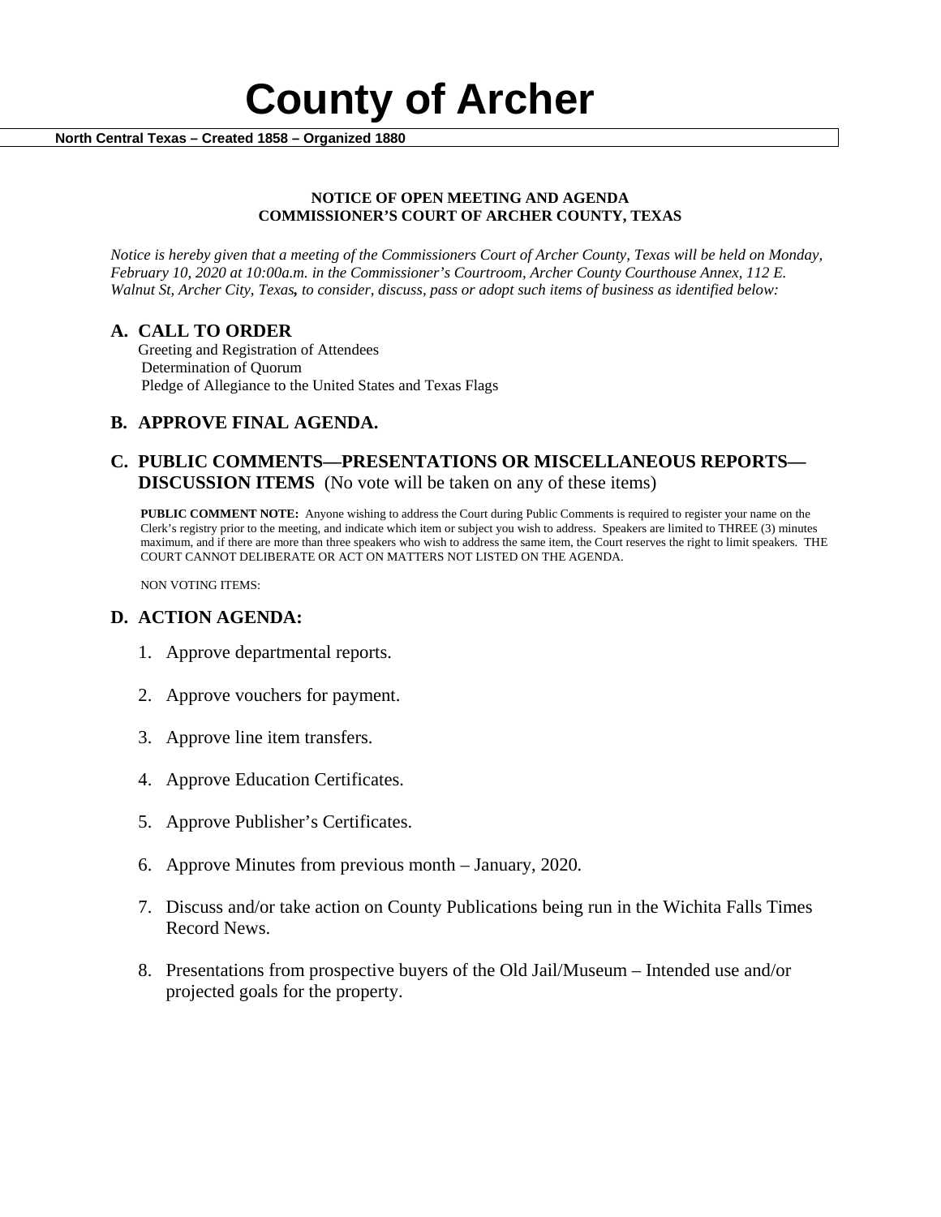# County of Archer

**North Central Texas – Created 1858 – Organized 1880**

**NOTICE OF OPEN MEETING AND AGENDA**
**COMMISSIONER'S COURT OF ARCHER COUNTY, TEXAS**

*Notice is hereby given that a meeting of the Commissioners Court of Archer County, Texas will be held on Monday, February 10, 2020 at 10:00a.m. in the Commissioner's Courtroom, Archer County Courthouse Annex, 112 E. Walnut St, Archer City, Texas, to consider, discuss, pass or adopt such items of business as identified below:*

## A. CALL TO ORDER

Greeting and Registration of Attendees
Determination of Quorum
Pledge of Allegiance to the United States and Texas Flags

## B. APPROVE FINAL AGENDA.

## C. PUBLIC COMMENTS—PRESENTATIONS OR MISCELLANEOUS REPORTS—DISCUSSION ITEMS (No vote will be taken on any of these items)

**PUBLIC COMMENT NOTE:** Anyone wishing to address the Court during Public Comments is required to register your name on the Clerk's registry prior to the meeting, and indicate which item or subject you wish to address. Speakers are limited to THREE (3) minutes maximum, and if there are more than three speakers who wish to address the same item, the Court reserves the right to limit speakers. THE COURT CANNOT DELIBERATE OR ACT ON MATTERS NOT LISTED ON THE AGENDA.

NON VOTING ITEMS:

## D. ACTION AGENDA:

1. Approve departmental reports.
2. Approve vouchers for payment.
3. Approve line item transfers.
4. Approve Education Certificates.
5. Approve Publisher's Certificates.
6. Approve Minutes from previous month – January, 2020.
7. Discuss and/or take action on County Publications being run in the Wichita Falls Times Record News.
8. Presentations from prospective buyers of the Old Jail/Museum – Intended use and/or projected goals for the property.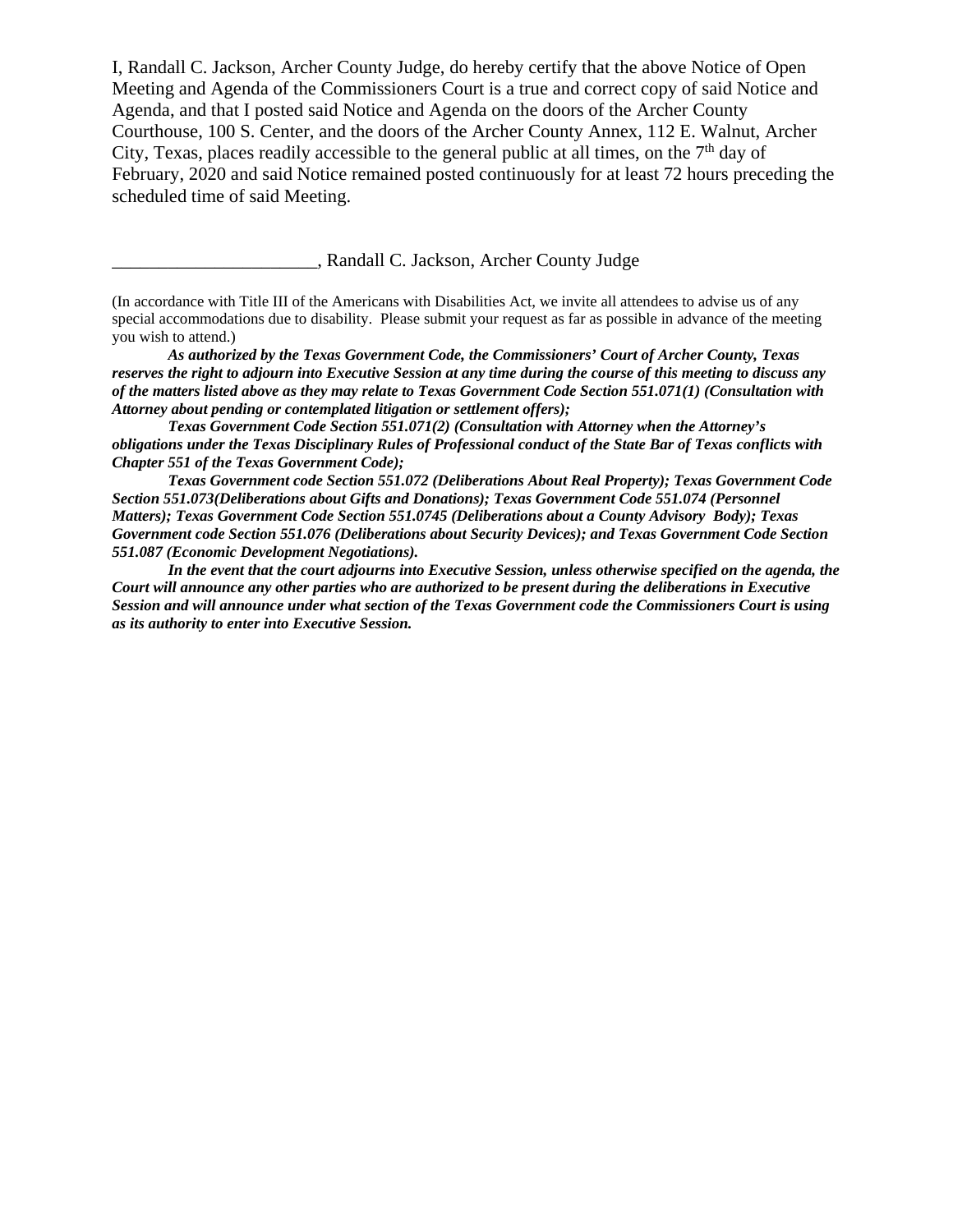I, Randall C. Jackson, Archer County Judge, do hereby certify that the above Notice of Open Meeting and Agenda of the Commissioners Court is a true and correct copy of said Notice and Agenda, and that I posted said Notice and Agenda on the doors of the Archer County Courthouse, 100 S. Center, and the doors of the Archer County Annex, 112 E. Walnut, Archer City, Texas, places readily accessible to the general public at all times, on the 7th day of February, 2020 and said Notice remained posted continuously for at least 72 hours preceding the scheduled time of said Meeting.

______________________, Randall C. Jackson, Archer County Judge

(In accordance with Title III of the Americans with Disabilities Act, we invite all attendees to advise us of any special accommodations due to disability. Please submit your request as far as possible in advance of the meeting you wish to attend.)

***As authorized by the Texas Government Code, the Commissioners' Court of Archer County, Texas reserves the right to adjourn into Executive Session at any time during the course of this meeting to discuss any of the matters listed above as they may relate to Texas Government Code Section 551.071(1) (Consultation with Attorney about pending or contemplated litigation or settlement offers);***

***Texas Government Code Section 551.071(2) (Consultation with Attorney when the Attorney's obligations under the Texas Disciplinary Rules of Professional conduct of the State Bar of Texas conflicts with Chapter 551 of the Texas Government Code);***

***Texas Government code Section 551.072 (Deliberations About Real Property); Texas Government Code Section 551.073(Deliberations about Gifts and Donations); Texas Government Code 551.074 (Personnel Matters); Texas Government Code Section 551.0745 (Deliberations about a County Advisory Body); Texas Government code Section 551.076 (Deliberations about Security Devices); and Texas Government Code Section 551.087 (Economic Development Negotiations).***

***In the event that the court adjourns into Executive Session, unless otherwise specified on the agenda, the Court will announce any other parties who are authorized to be present during the deliberations in Executive Session and will announce under what section of the Texas Government code the Commissioners Court is using as its authority to enter into Executive Session.***